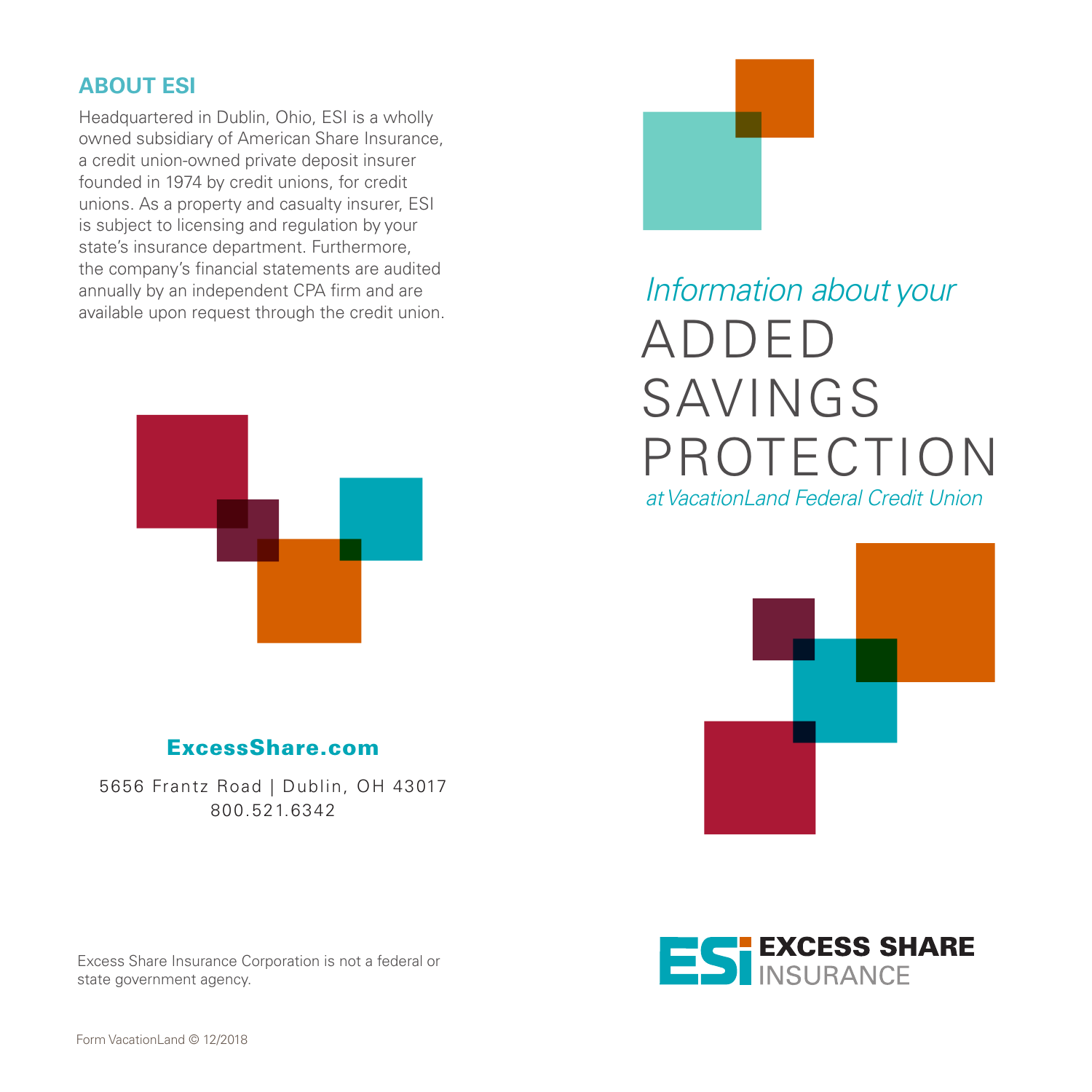## ABOUT ESI

Headquartered in Dublin, Ohio, ESI is a wholly owned subsidiary of American Share Insurance, a credit union-owned private deposit insurer founded in 1974 by credit unions, for credit unions. As a property and casualty insurer, ESI is subject to licensing and regulation by your state's insurance department. Furthermore, the company's financial statements are audited annually by an independent CPA firm and are available upon request through the credit union.

**ExcessShare.com**

5656 Frantz Road | Dublin, OH 43017
800.521.6342

Excess Share Insurance Corporation is not a federal or state government agency.

Form VacationLand © 12/2018

*Information about your*

# ADDED SAVINGS PROTECTION

*at VacationLand Federal Credit Union*

**ESI EXCESS SHARE INSURANCE**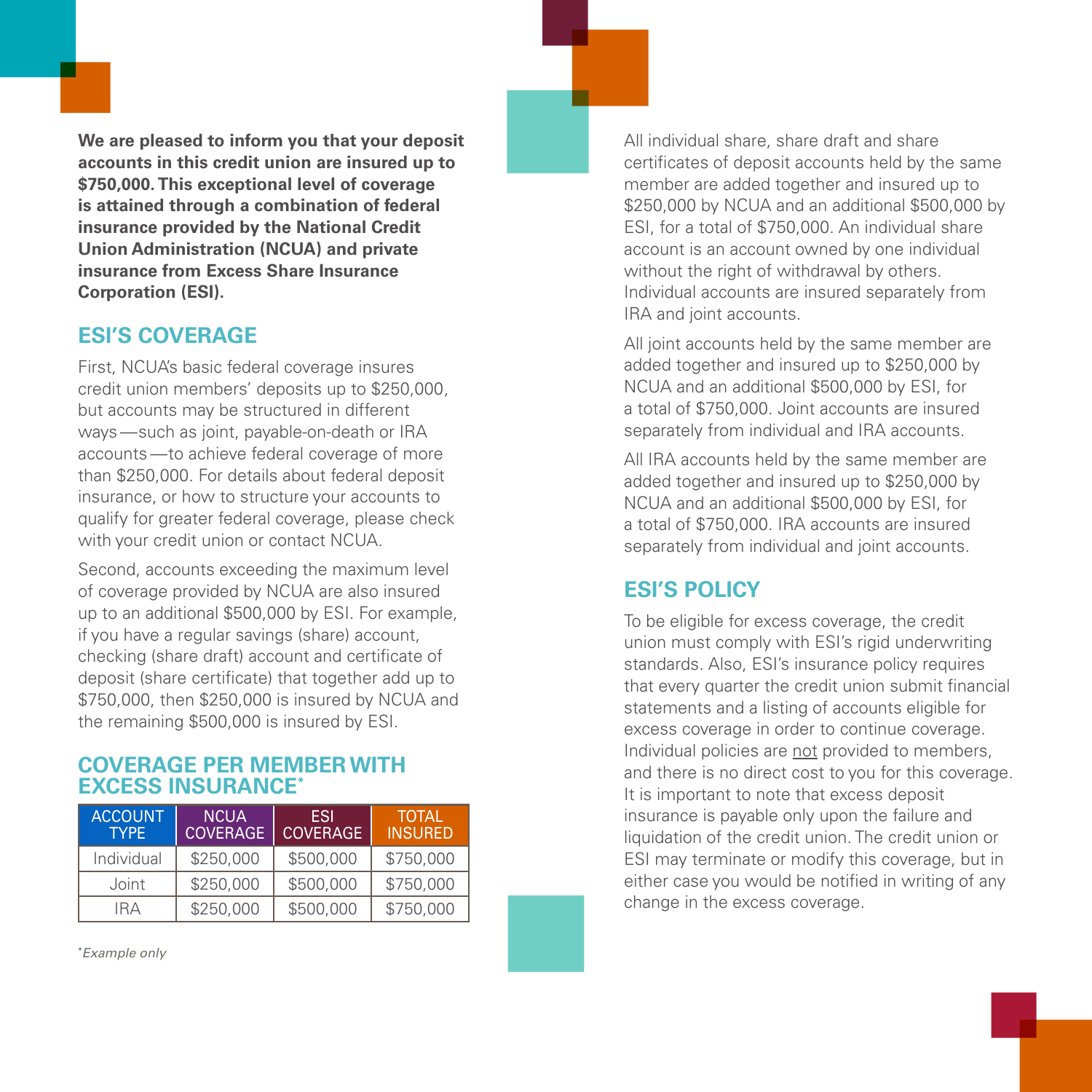**We are pleased to inform you that your deposit accounts in this credit union are insured up to $750,000. This exceptional level of coverage is attained through a combination of federal insurance provided by the National Credit Union Administration (NCUA) and private insurance from Excess Share Insurance Corporation (ESI).**

## ESI'S COVERAGE

First, NCUA's basic federal coverage insures credit union members' deposits up to $250,000, but accounts may be structured in different ways—such as joint, payable-on-death or IRA accounts—to achieve federal coverage of more than $250,000. For details about federal deposit insurance, or how to structure your accounts to qualify for greater federal coverage, please check with your credit union or contact NCUA.

Second, accounts exceeding the maximum level of coverage provided by NCUA are also insured up to an additional $500,000 by ESI. For example, if you have a regular savings (share) account, checking (share draft) account and certificate of deposit (share certificate) that together add up to $750,000, then $250,000 is insured by NCUA and the remaining $500,000 is insured by ESI.

## COVERAGE PER MEMBER WITH EXCESS INSURANCE*

| ACCOUNT TYPE | NCUA COVERAGE | ESI COVERAGE | TOTAL INSURED |
|---|---|---|---|
| Individual | $250,000 | $500,000 | $750,000 |
| Joint | $250,000 | $500,000 | $750,000 |
| IRA | $250,000 | $500,000 | $750,000 |

*\*Example only*

All individual share, share draft and share certificates of deposit accounts held by the same member are added together and insured up to $250,000 by NCUA and an additional $500,000 by ESI, for a total of $750,000. An individual share account is an account owned by one individual without the right of withdrawal by others. Individual accounts are insured separately from IRA and joint accounts.

All joint accounts held by the same member are added together and insured up to $250,000 by NCUA and an additional $500,000 by ESI, for a total of $750,000. Joint accounts are insured separately from individual and IRA accounts.

All IRA accounts held by the same member are added together and insured up to $250,000 by NCUA and an additional $500,000 by ESI, for a total of $750,000. IRA accounts are insured separately from individual and joint accounts.

## ESI'S POLICY

To be eligible for excess coverage, the credit union must comply with ESI's rigid underwriting standards. Also, ESI's insurance policy requires that every quarter the credit union submit financial statements and a listing of accounts eligible for excess coverage in order to continue coverage. Individual policies are not provided to members, and there is no direct cost to you for this coverage. It is important to note that excess deposit insurance is payable only upon the failure and liquidation of the credit union. The credit union or ESI may terminate or modify this coverage, but in either case you would be notified in writing of any change in the excess coverage.